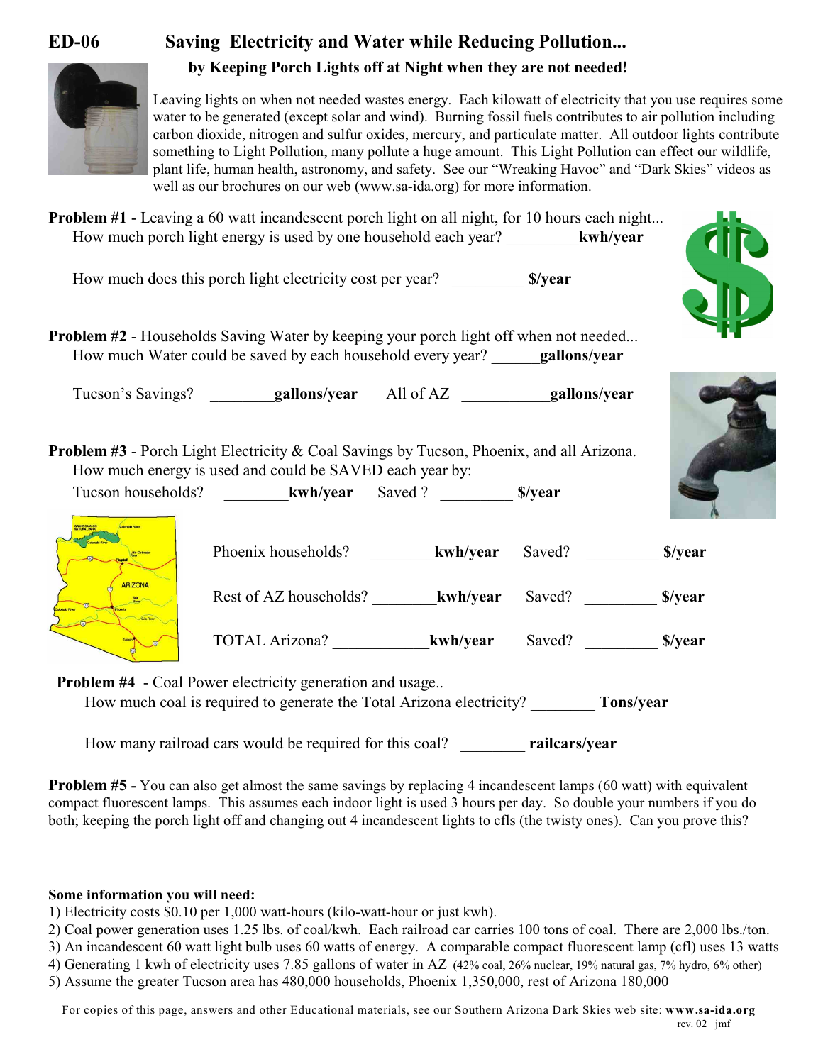# ED-06 Saving Electricity and Water while Reducing Pollution...

## by Keeping Porch Lights off at Night when they are not needed!

Leaving lights on when not needed wastes energy. Each kilowatt of electricity that you use requires some water to be generated (except solar and wind). Burning fossil fuels contributes to air pollution including carbon dioxide, nitrogen and sulfur oxides, mercury, and particulate matter. All outdoor lights contribute something to Light Pollution, many pollute a huge amount. This Light Pollution can effect our wildlife, plant life, human health, astronomy, and safety. See our "Wreaking Havoc" and "Dark Skies" videos as well as our brochures on our web (www.sa-ida.org) for more information.

**Problem #1** - Leaving a 60 watt incandescent porch light on all night, for 10 hours each night...

How much porch light energy is used by one household each year? _________**kwh/year**

How much does this porch light electricity cost per year? _________ **$/year**

**Problem #2** - Households Saving Water by keeping your porch light off when not needed...

How much Water could be saved by each household every year? ______**gallons/year**

Tucson's Savings? ________**gallons/year** All of AZ ___________**gallons/year**

**Problem #3** - Porch Light Electricity & Coal Savings by Tucson, Phoenix, and all Arizona.

How much energy is used and could be SAVED each year by:

Tucson households? ________**kwh/year** Saved ? _________ **$/year**

Phoenix households? ________**kwh/year** Saved? _________ **$/year**

Rest of AZ households? ________**kwh/year** Saved? _________ **$/year**

TOTAL Arizona? ____________**kwh/year** Saved? _________ **$/year**

**Problem #4** - Coal Power electricity generation and usage..

How much coal is required to generate the Total Arizona electricity? ________ **Tons/year**

How many railroad cars would be required for this coal? ________ **railcars/year**

**Problem #5 -** You can also get almost the same savings by replacing 4 incandescent lamps (60 watt) with equivalent compact fluorescent lamps. This assumes each indoor light is used 3 hours per day. So double your numbers if you do both; keeping the porch light off and changing out 4 incandescent lights to cfls (the twisty ones). Can you prove this?

**Some information you will need:**

1) Electricity costs $0.10 per 1,000 watt-hours (kilo-watt-hour or just kwh).
2) Coal power generation uses 1.25 lbs. of coal/kwh. Each railroad car carries 100 tons of coal. There are 2,000 lbs./ton.
3) An incandescent 60 watt light bulb uses 60 watts of energy. A comparable compact fluorescent lamp (cfl) uses 13 watts
4) Generating 1 kwh of electricity uses 7.85 gallons of water in AZ (42% coal, 26% nuclear, 19% natural gas, 7% hydro, 6% other)
5) Assume the greater Tucson area has 480,000 households, Phoenix 1,350,000, rest of Arizona 180,000

For copies of this page, answers and other Educational materials, see our Southern Arizona Dark Skies web site: **www.sa-ida.org**

rev. 02 jmf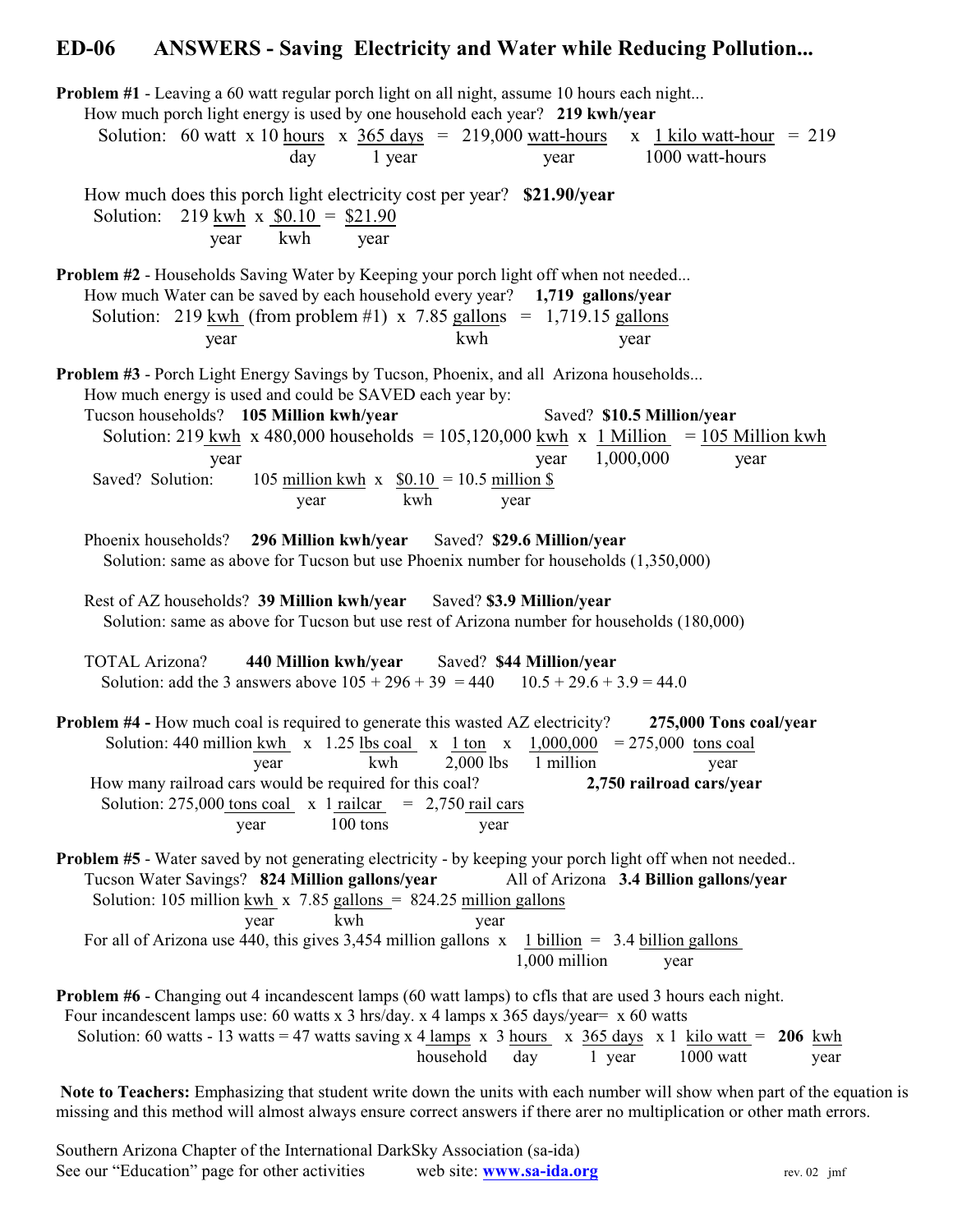# ED-06 ANSWERS - Saving Electricity and Water while Reducing Pollution...

**Problem #1** - Leaving a 60 watt regular porch light on all night, assume 10 hours each night...

How much porch light energy is used by one household each year? **219 kwh/year**

Solution: $60 \text{ watt} \times 10 \frac{\text{hours}}{\text{day}} \times \frac{365 \text{ days}}{1 \text{ year}} = 219{,}000 \frac{\text{watt-hours}}{\text{year}} \times \frac{1 \text{ kilo watt-hour}}{1000 \text{ watt-hours}} = 219$

How much does this porch light electricity cost per year? **$21.90/year**

Solution: $219 \frac{\text{kwh}}{\text{year}} \times \frac{\$0.10}{\text{kwh}} = \frac{\$21.90}{\text{year}}$

**Problem #2** - Households Saving Water by Keeping your porch light off when not needed...

How much Water can be saved by each household every year? **1,719 gallons/year**

Solution: $219 \frac{\text{kwh}}{\text{year}}$ (from problem #1) $\times 7.85 \frac{\text{gallons}}{\text{kwh}} = 1{,}719.15 \frac{\text{gallons}}{\text{year}}$

**Problem #3** - Porch Light Energy Savings by Tucson, Phoenix, and all Arizona households...

How much energy is used and could be SAVED each year by:

Tucson households? **105 Million kwh/year** Saved? **$10.5 Million/year**

Solution: $219 \frac{\text{kwh}}{\text{year}} \times 480{,}000 \text{ households} = 105{,}120{,}000 \frac{\text{kwh}}{\text{year}} \times \frac{1 \text{ Million}}{1{,}000{,}000} = \frac{105 \text{ Million kwh}}{\text{year}}$

Saved? Solution: $105 \frac{\text{million kwh}}{\text{year}} \times \frac{\$0.10}{\text{kwh}} = 10.5 \frac{\text{million \$}}{\text{year}}$

Phoenix households? **296 Million kwh/year** Saved? **$29.6 Million/year**

Solution: same as above for Tucson but use Phoenix number for households (1,350,000)

Rest of AZ households? **39 Million kwh/year** Saved? **$3.9 Million/year**

Solution: same as above for Tucson but use rest of Arizona number for households (180,000)

TOTAL Arizona? **440 Million kwh/year** Saved? **$44 Million/year**

Solution: add the 3 answers above 105 + 296 + 39 = 440 10.5 + 29.6 + 3.9 = 44.0

**Problem #4 -** How much coal is required to generate this wasted AZ electricity? **275,000 Tons coal/year**

Solution: $440 \text{ million} \frac{\text{kwh}}{\text{year}} \times 1.25 \frac{\text{lbs coal}}{\text{kwh}} \times \frac{1 \text{ ton}}{2{,}000 \text{ lbs}} \times \frac{1{,}000{,}000}{1 \text{ million}} = 275{,}000 \frac{\text{tons coal}}{\text{year}}$

How many railroad cars would be required for this coal? **2,750 railroad cars/year**

Solution: $275{,}000 \frac{\text{tons coal}}{\text{year}} \times \frac{1 \text{ railcar}}{100 \text{ tons}} = 2{,}750 \frac{\text{rail cars}}{\text{year}}$

**Problem #5** - Water saved by not generating electricity - by keeping your porch light off when not needed..

Tucson Water Savings? **824 Million gallons/year** All of Arizona **3.4 Billion gallons/year**

Solution: $105 \text{ million} \frac{\text{kwh}}{\text{year}} \times 7.85 \frac{\text{gallons}}{\text{kwh}} = 824.25 \frac{\text{million gallons}}{\text{year}}$

For all of Arizona use 440, this gives 3,454 million gallons $\times \frac{1 \text{ billion}}{1{,}000 \text{ million}} = 3.4 \frac{\text{billion gallons}}{\text{year}}$

**Problem #6** - Changing out 4 incandescent lamps (60 watt lamps) to cfls that are used 3 hours each night.

Four incandescent lamps use: 60 watts x 3 hrs/day. x 4 lamps x 365 days/year= x 60 watts

Solution: $60 \text{ watts} - 13 \text{ watts} = 47 \text{ watts saving} \times 4 \frac{\text{lamps}}{\text{household}} \times 3 \frac{\text{hours}}{\text{day}} \times \frac{365 \text{ days}}{1 \text{ year}} \times 1 \frac{\text{kilo watt}}{1000 \text{ watt}} = \mathbf{206} \frac{\text{kwh}}{\text{year}}$

**Note to Teachers:** Emphasizing that student write down the units with each number will show when part of the equation is missing and this method will almost always ensure correct answers if there arer no multiplication or other math errors.

Southern Arizona Chapter of the International DarkSky Association (sa-ida)
See our "Education" page for other activities web site: **www.sa-ida.org** rev. 02 jmf